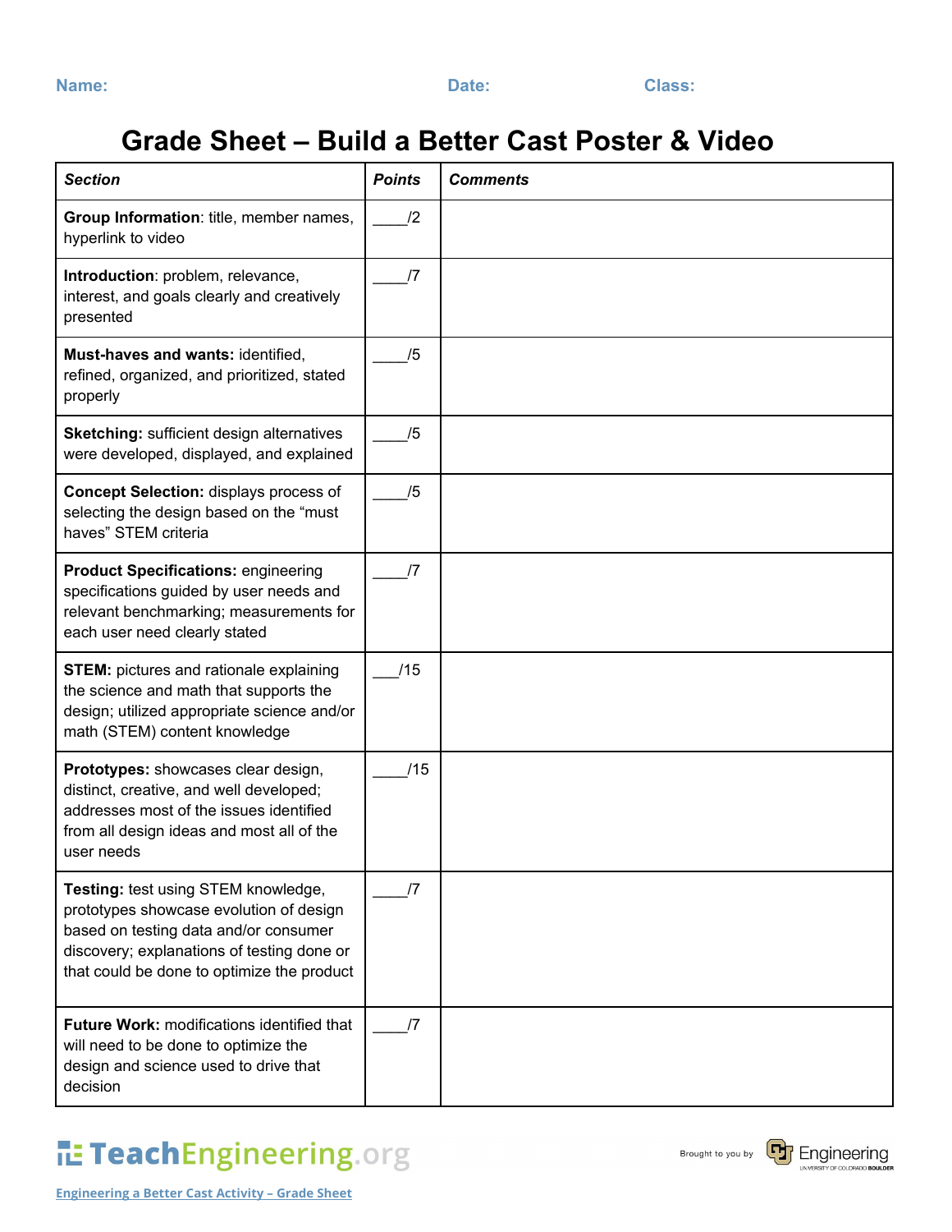**Name:** **Date:** **Class:**

# Grade Sheet – Build a Better Cast Poster & Video

| *Section* | *Points* | *Comments* |
|---|---|---|
| **Group Information**: title, member names, hyperlink to video | ____/2 | |
| **Introduction**: problem, relevance, interest, and goals clearly and creatively presented | ____/7 | |
| **Must-haves and wants:** identified, refined, organized, and prioritized, stated properly | ____/5 | |
| **Sketching:** sufficient design alternatives were developed, displayed, and explained | ____/5 | |
| **Concept Selection:** displays process of selecting the design based on the "must haves" STEM criteria | ____/5 | |
| **Product Specifications:** engineering specifications guided by user needs and relevant benchmarking; measurements for each user need clearly stated | ____/7 | |
| **STEM:** pictures and rationale explaining the science and math that supports the design; utilized appropriate science and/or math (STEM) content knowledge | ___/15 | |
| **Prototypes:** showcases clear design, distinct, creative, and well developed; addresses most of the issues identified from all design ideas and most all of the user needs | ____/15 | |
| **Testing:** test using STEM knowledge, prototypes showcase evolution of design based on testing data and/or consumer discovery; explanations of testing done or that could be done to optimize the product | ____/7 | |
| **Future Work:** modifications identified that will need to be done to optimize the design and science used to drive that decision | ____/7 | |

TeachEngineering.org

Brought to you by Engineering UNIVERSITY OF COLORADO BOULDER

Engineering a Better Cast Activity – Grade Sheet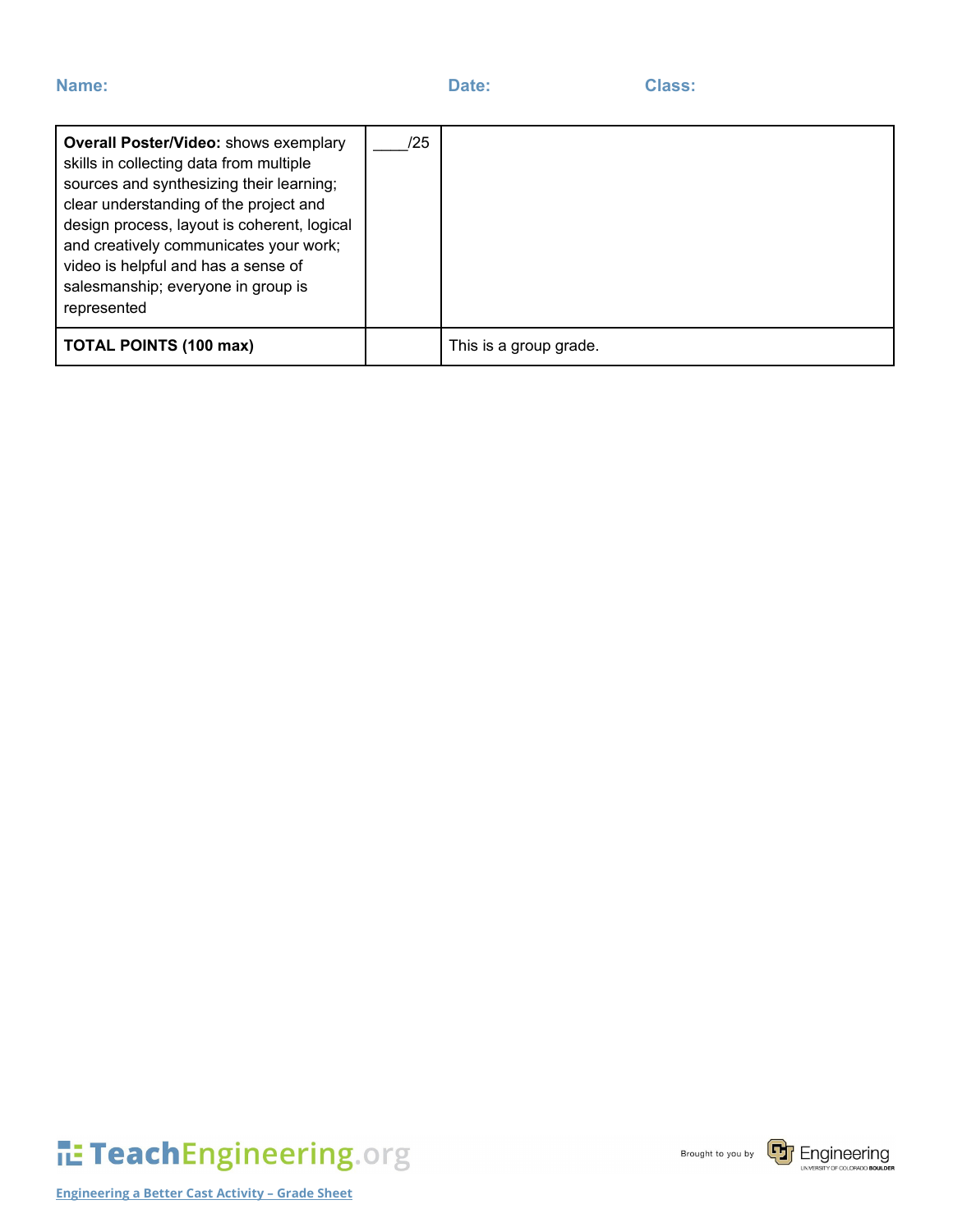**Name:** **Date:** **Class:**

| | | |
|---|---|---|
| **Overall Poster/Video:** shows exemplary skills in collecting data from multiple sources and synthesizing their learning; clear understanding of the project and design process, layout is coherent, logical and creatively communicates your work; video is helpful and has a sense of salesmanship; everyone in group is represented | ____/25 | |
| **TOTAL POINTS (100 max)** | | This is a group grade. |